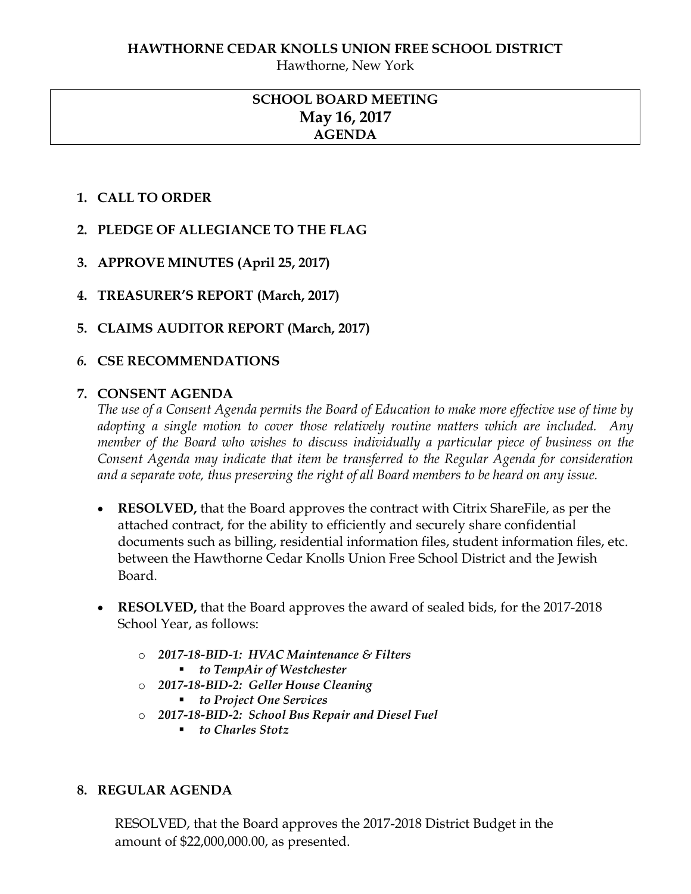**HAWTHORNE CEDAR KNOLLS UNION FREE SCHOOL DISTRICT**

Hawthorne, New York

# SCHOOL BOARD MEETING
## May 16, 2017
### AGENDA

1. **CALL TO ORDER**

2. **PLEDGE OF ALLEGIANCE TO THE FLAG**

3. **APPROVE MINUTES (April 25, 2017)**

4. **TREASURER'S REPORT (March, 2017)**

5. **CLAIMS AUDITOR REPORT (March, 2017)**

6. **CSE RECOMMENDATIONS**

7. **CONSENT AGENDA**

   *The use of a Consent Agenda permits the Board of Education to make more effective use of time by adopting a single motion to cover those relatively routine matters which are included. Any member of the Board who wishes to discuss individually a particular piece of business on the Consent Agenda may indicate that item be transferred to the Regular Agenda for consideration and a separate vote, thus preserving the right of all Board members to be heard on any issue.*

   - **RESOLVED,** that the Board approves the contract with Citrix ShareFile, as per the attached contract, for the ability to efficiently and securely share confidential documents such as billing, residential information files, student information files, etc. between the Hawthorne Cedar Knolls Union Free School District and the Jewish Board.

   - **RESOLVED,** that the Board approves the award of sealed bids, for the 2017-2018 School Year, as follows:

     - ***2017-18-BID-1: HVAC Maintenance & Filters***
       - ***to TempAir of Westchester***
     - ***2017-18-BID-2: Geller House Cleaning***
       - ***to Project One Services***
     - ***2017-18-BID-2: School Bus Repair and Diesel Fuel***
       - ***to Charles Stotz***

8. **REGULAR AGENDA**

   RESOLVED, that the Board approves the 2017-2018 District Budget in the amount of $22,000,000.00, as presented.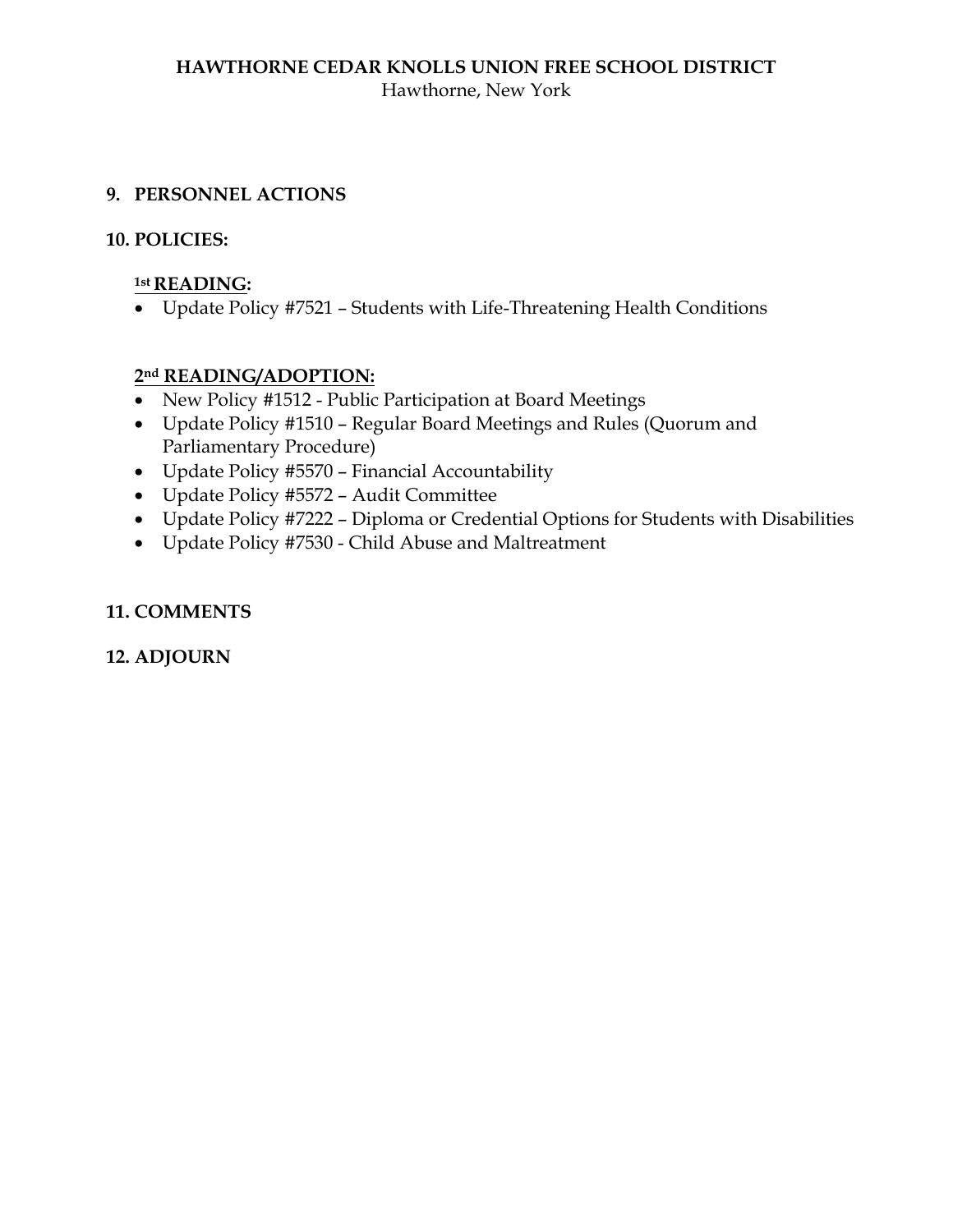**HAWTHORNE CEDAR KNOLLS UNION FREE SCHOOL DISTRICT**
Hawthorne, New York

**9. PERSONNEL ACTIONS**

**10. POLICIES:**

**1st READING:**

- Update Policy #7521 – Students with Life-Threatening Health Conditions

**2nd READING/ADOPTION:**

- New Policy #1512 - Public Participation at Board Meetings
- Update Policy #1510 – Regular Board Meetings and Rules (Quorum and Parliamentary Procedure)
- Update Policy #5570 – Financial Accountability
- Update Policy #5572 – Audit Committee
- Update Policy #7222 – Diploma or Credential Options for Students with Disabilities
- Update Policy #7530 - Child Abuse and Maltreatment

**11. COMMENTS**

**12. ADJOURN**